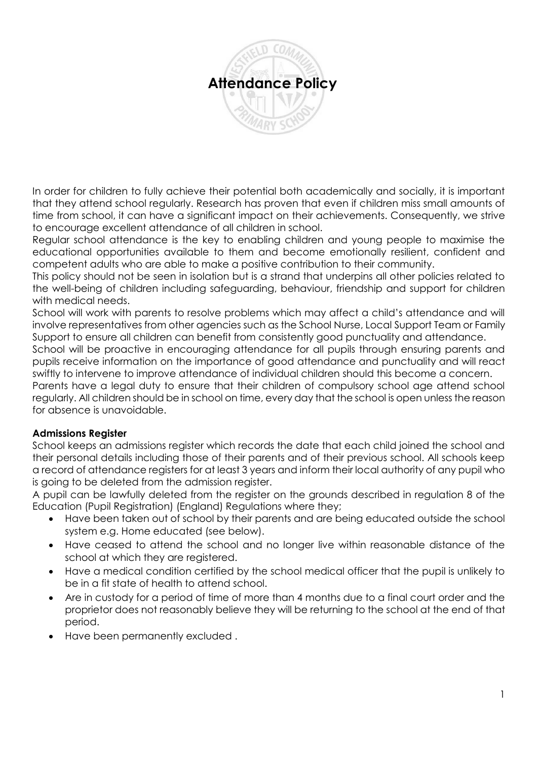# Attendance Policy

In order for children to fully achieve their potential both academically and socially, it is important that they attend school regularly. Research has proven that even if children miss small amounts of time from school, it can have a significant impact on their achievements. Consequently, we strive to encourage excellent attendance of all children in school.

Regular school attendance is the key to enabling children and young people to maximise the educational opportunities available to them and become emotionally resilient, confident and competent adults who are able to make a positive contribution to their community.

This policy should not be seen in isolation but is a strand that underpins all other policies related to the well-being of children including safeguarding, behaviour, friendship and support for children with medical needs.

School will work with parents to resolve problems which may affect a child's attendance and will involve representatives from other agencies such as the School Nurse, Local Support Team or Family Support to ensure all children can benefit from consistently good punctuality and attendance.

School will be proactive in encouraging attendance for all pupils through ensuring parents and pupils receive information on the importance of good attendance and punctuality and will react swiftly to intervene to improve attendance of individual children should this become a concern.

Parents have a legal duty to ensure that their children of compulsory school age attend school regularly. All children should be in school on time, every day that the school is open unless the reason for absence is unavoidable.

**Admissions Register**

School keeps an admissions register which records the date that each child joined the school and their personal details including those of their parents and of their previous school. All schools keep a record of attendance registers for at least 3 years and inform their local authority of any pupil who is going to be deleted from the admission register.

A pupil can be lawfully deleted from the register on the grounds described in regulation 8 of the Education (Pupil Registration) (England) Regulations where they;

- Have been taken out of school by their parents and are being educated outside the school system e.g. Home educated (see below).
- Have ceased to attend the school and no longer live within reasonable distance of the school at which they are registered.
- Have a medical condition certified by the school medical officer that the pupil is unlikely to be in a fit state of health to attend school.
- Are in custody for a period of time of more than 4 months due to a final court order and the proprietor does not reasonably believe they will be returning to the school at the end of that period.
- Have been permanently excluded .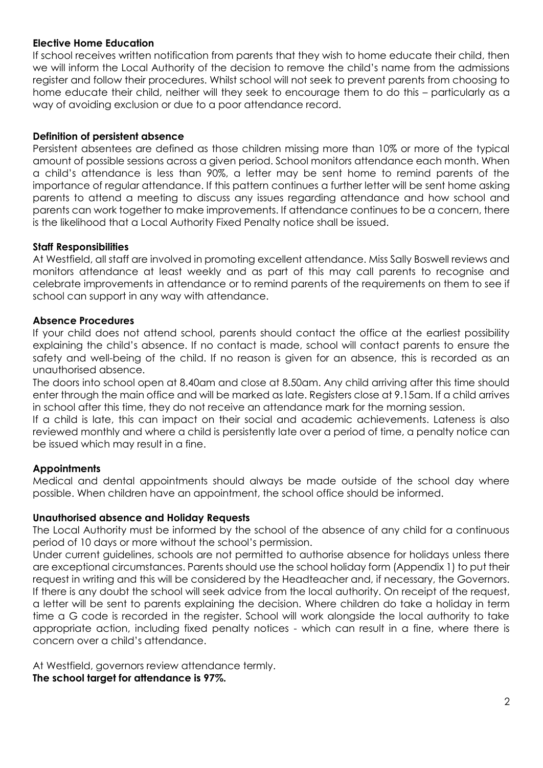**Elective Home Education**

If school receives written notification from parents that they wish to home educate their child, then we will inform the Local Authority of the decision to remove the child's name from the admissions register and follow their procedures. Whilst school will not seek to prevent parents from choosing to home educate their child, neither will they seek to encourage them to do this – particularly as a way of avoiding exclusion or due to a poor attendance record.

**Definition of persistent absence**

Persistent absentees are defined as those children missing more than 10% or more of the typical amount of possible sessions across a given period. School monitors attendance each month. When a child's attendance is less than 90%, a letter may be sent home to remind parents of the importance of regular attendance. If this pattern continues a further letter will be sent home asking parents to attend a meeting to discuss any issues regarding attendance and how school and parents can work together to make improvements. If attendance continues to be a concern, there is the likelihood that a Local Authority Fixed Penalty notice shall be issued.

**Staff Responsibilities**

At Westfield, all staff are involved in promoting excellent attendance. Miss Sally Boswell reviews and monitors attendance at least weekly and as part of this may call parents to recognise and celebrate improvements in attendance or to remind parents of the requirements on them to see if school can support in any way with attendance.

**Absence Procedures**

If your child does not attend school, parents should contact the office at the earliest possibility explaining the child's absence. If no contact is made, school will contact parents to ensure the safety and well-being of the child. If no reason is given for an absence, this is recorded as an unauthorised absence.

The doors into school open at 8.40am and close at 8.50am. Any child arriving after this time should enter through the main office and will be marked as late. Registers close at 9.15am. If a child arrives in school after this time, they do not receive an attendance mark for the morning session.

If a child is late, this can impact on their social and academic achievements. Lateness is also reviewed monthly and where a child is persistently late over a period of time, a penalty notice can be issued which may result in a fine.

**Appointments**

Medical and dental appointments should always be made outside of the school day where possible. When children have an appointment, the school office should be informed.

**Unauthorised absence and Holiday Requests**

The Local Authority must be informed by the school of the absence of any child for a continuous period of 10 days or more without the school's permission.

Under current guidelines, schools are not permitted to authorise absence for holidays unless there are exceptional circumstances. Parents should use the school holiday form (Appendix 1) to put their request in writing and this will be considered by the Headteacher and, if necessary, the Governors. If there is any doubt the school will seek advice from the local authority. On receipt of the request, a letter will be sent to parents explaining the decision. Where children do take a holiday in term time a G code is recorded in the register. School will work alongside the local authority to take appropriate action, including fixed penalty notices - which can result in a fine, where there is concern over a child's attendance.

At Westfield, governors review attendance termly.

**The school target for attendance is 97%.**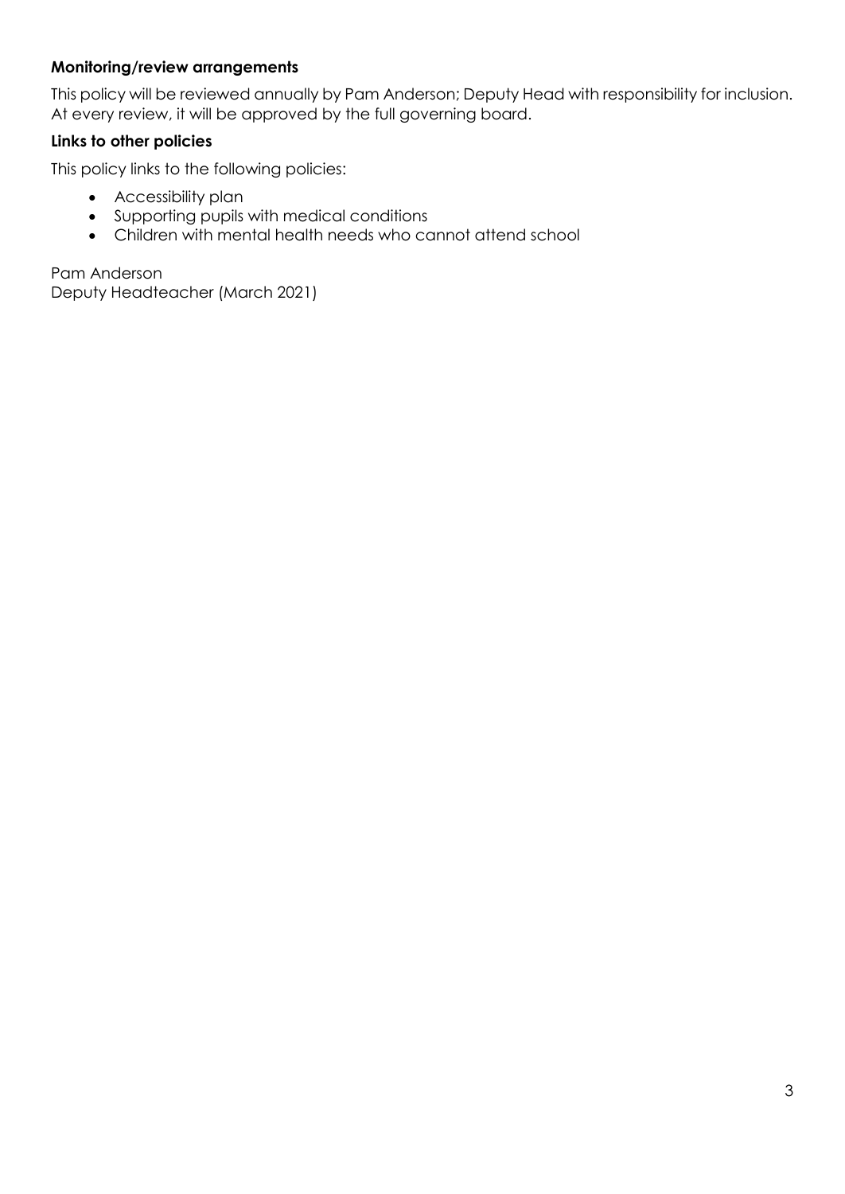**Monitoring/review arrangements**

This policy will be reviewed annually by Pam Anderson; Deputy Head with responsibility for inclusion. At every review, it will be approved by the full governing board.

**Links to other policies**

This policy links to the following policies:

- Accessibility plan
- Supporting pupils with medical conditions
- Children with mental health needs who cannot attend school

Pam Anderson
Deputy Headteacher (March 2021)